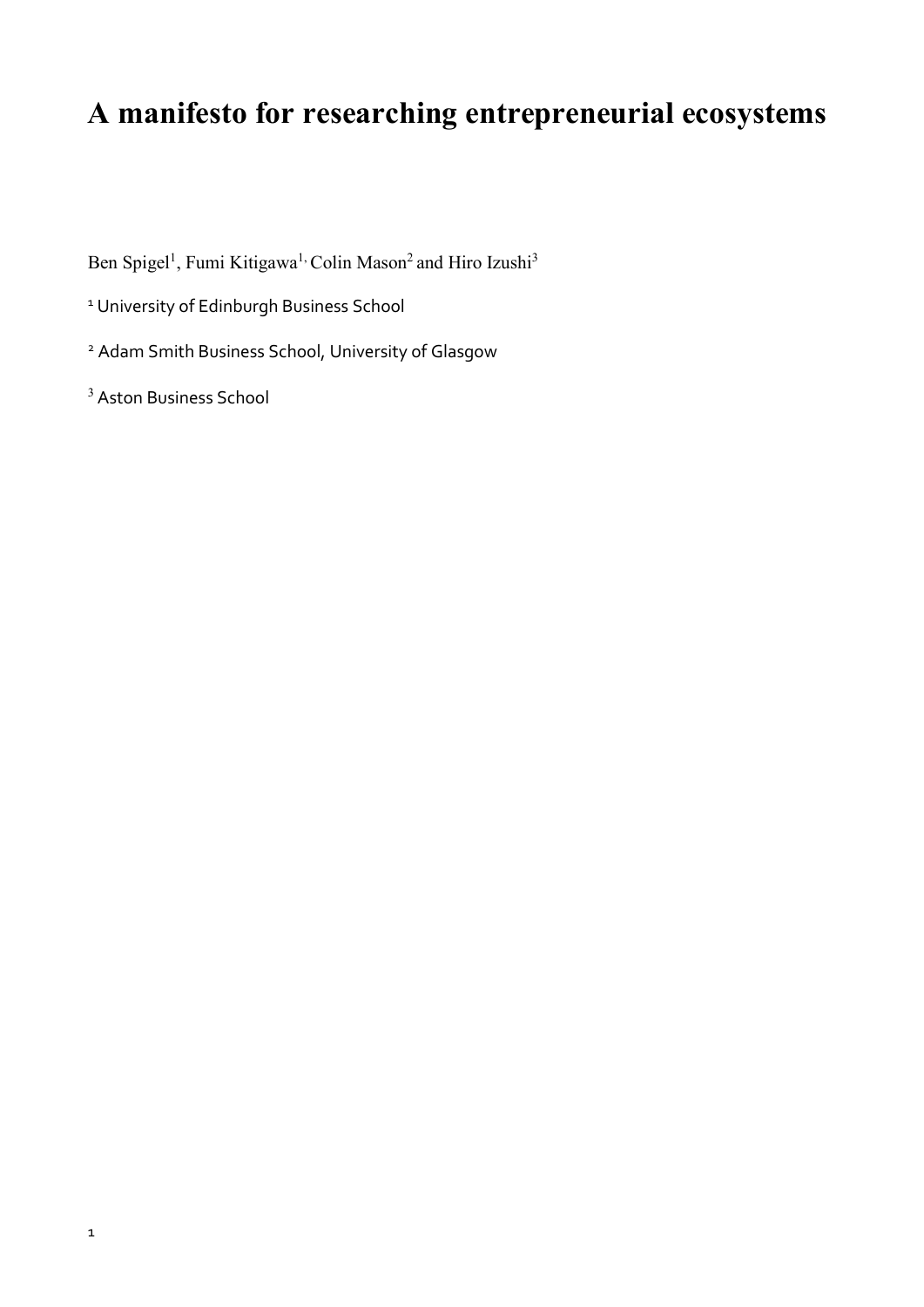# A manifesto for researching entrepreneurial ecosystems

Ben Spigel[1], Fumi Kitigawa[1], Colin Mason[2] and Hiro Izushi[3]

[1] University of Edinburgh Business School

[2] Adam Smith Business School, University of Glasgow

[3] Aston Business School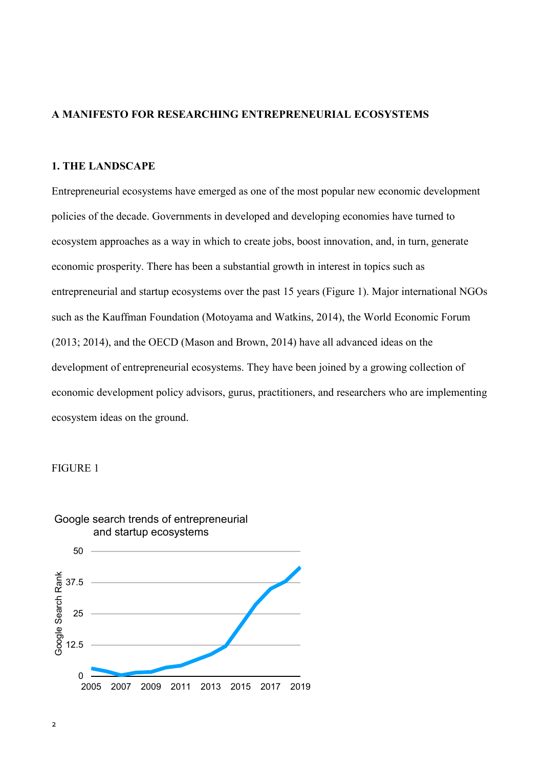# A MANIFESTO FOR RESEARCHING ENTREPRENEURIAL ECOSYSTEMS

## 1. THE LANDSCAPE

Entrepreneurial ecosystems have emerged as one of the most popular new economic development policies of the decade. Governments in developed and developing economies have turned to ecosystem approaches as a way in which to create jobs, boost innovation, and, in turn, generate economic prosperity. There has been a substantial growth in interest in topics such as entrepreneurial and startup ecosystems over the past 15 years (Figure 1). Major international NGOs such as the Kauffman Foundation (Motoyama and Watkins, 2014), the World Economic Forum (2013; 2014), and the OECD (Mason and Brown, 2014) have all advanced ideas on the development of entrepreneurial ecosystems. They have been joined by a growing collection of economic development policy advisors, gurus, practitioners, and researchers who are implementing ecosystem ideas on the ground.

FIGURE 1

Google search trends of entrepreneurial and startup ecosystems

Google Search Rank

50
37.5
25
12.5
0

2005 2007 2009 2011 2013 2015 2017 2019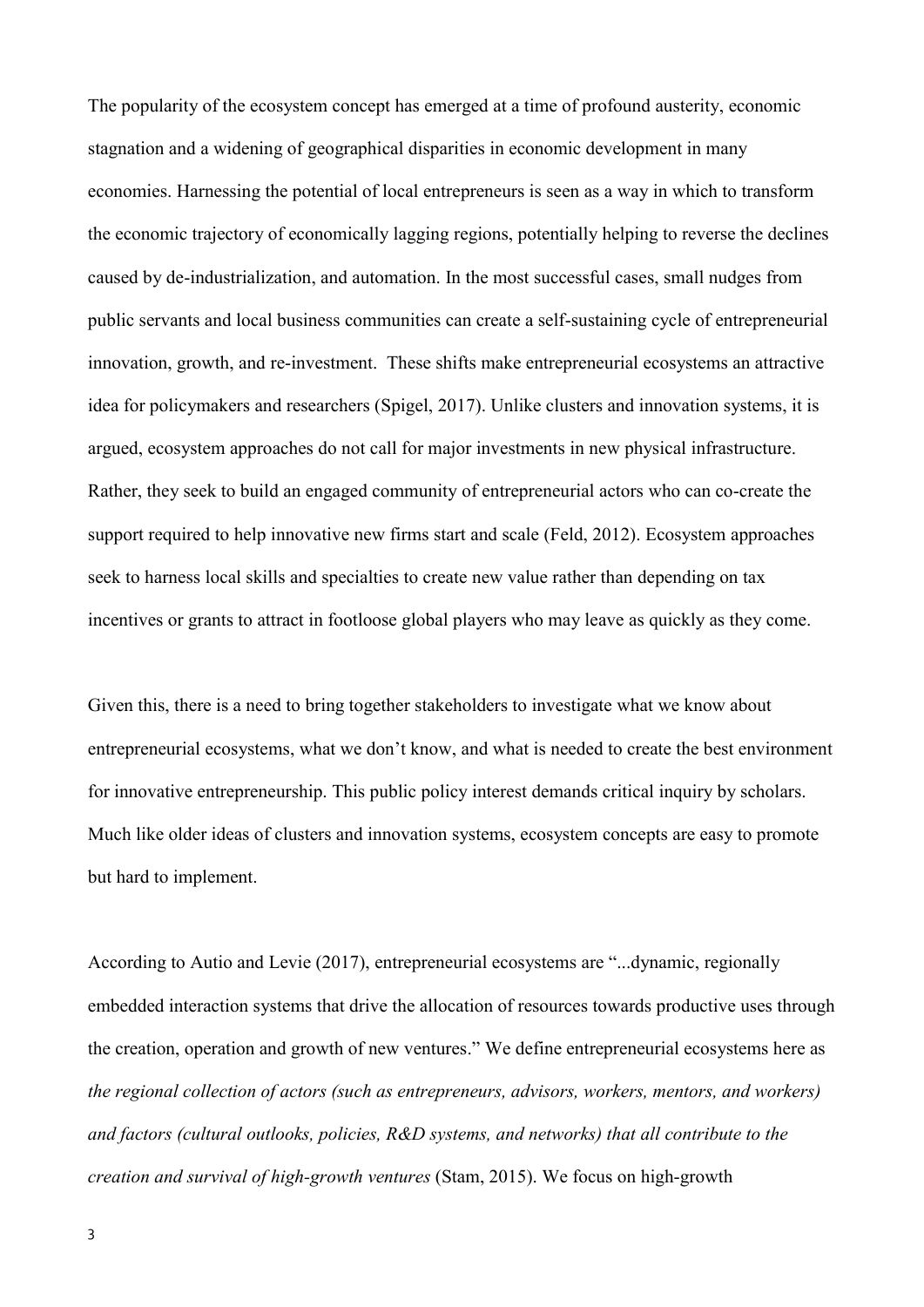The popularity of the ecosystem concept has emerged at a time of profound austerity, economic stagnation and a widening of geographical disparities in economic development in many economies. Harnessing the potential of local entrepreneurs is seen as a way in which to transform the economic trajectory of economically lagging regions, potentially helping to reverse the declines caused by de-industrialization, and automation. In the most successful cases, small nudges from public servants and local business communities can create a self-sustaining cycle of entrepreneurial innovation, growth, and re-investment. These shifts make entrepreneurial ecosystems an attractive idea for policymakers and researchers (Spigel, 2017). Unlike clusters and innovation systems, it is argued, ecosystem approaches do not call for major investments in new physical infrastructure. Rather, they seek to build an engaged community of entrepreneurial actors who can co-create the support required to help innovative new firms start and scale (Feld, 2012). Ecosystem approaches seek to harness local skills and specialties to create new value rather than depending on tax incentives or grants to attract in footloose global players who may leave as quickly as they come.

Given this, there is a need to bring together stakeholders to investigate what we know about entrepreneurial ecosystems, what we don't know, and what is needed to create the best environment for innovative entrepreneurship. This public policy interest demands critical inquiry by scholars. Much like older ideas of clusters and innovation systems, ecosystem concepts are easy to promote but hard to implement.

According to Autio and Levie (2017), entrepreneurial ecosystems are "...dynamic, regionally embedded interaction systems that drive the allocation of resources towards productive uses through the creation, operation and growth of new ventures." We define entrepreneurial ecosystems here as *the regional collection of actors (such as entrepreneurs, advisors, workers, mentors, and workers) and factors (cultural outlooks, policies, R&D systems, and networks) that all contribute to the creation and survival of high-growth ventures* (Stam, 2015). We focus on high-growth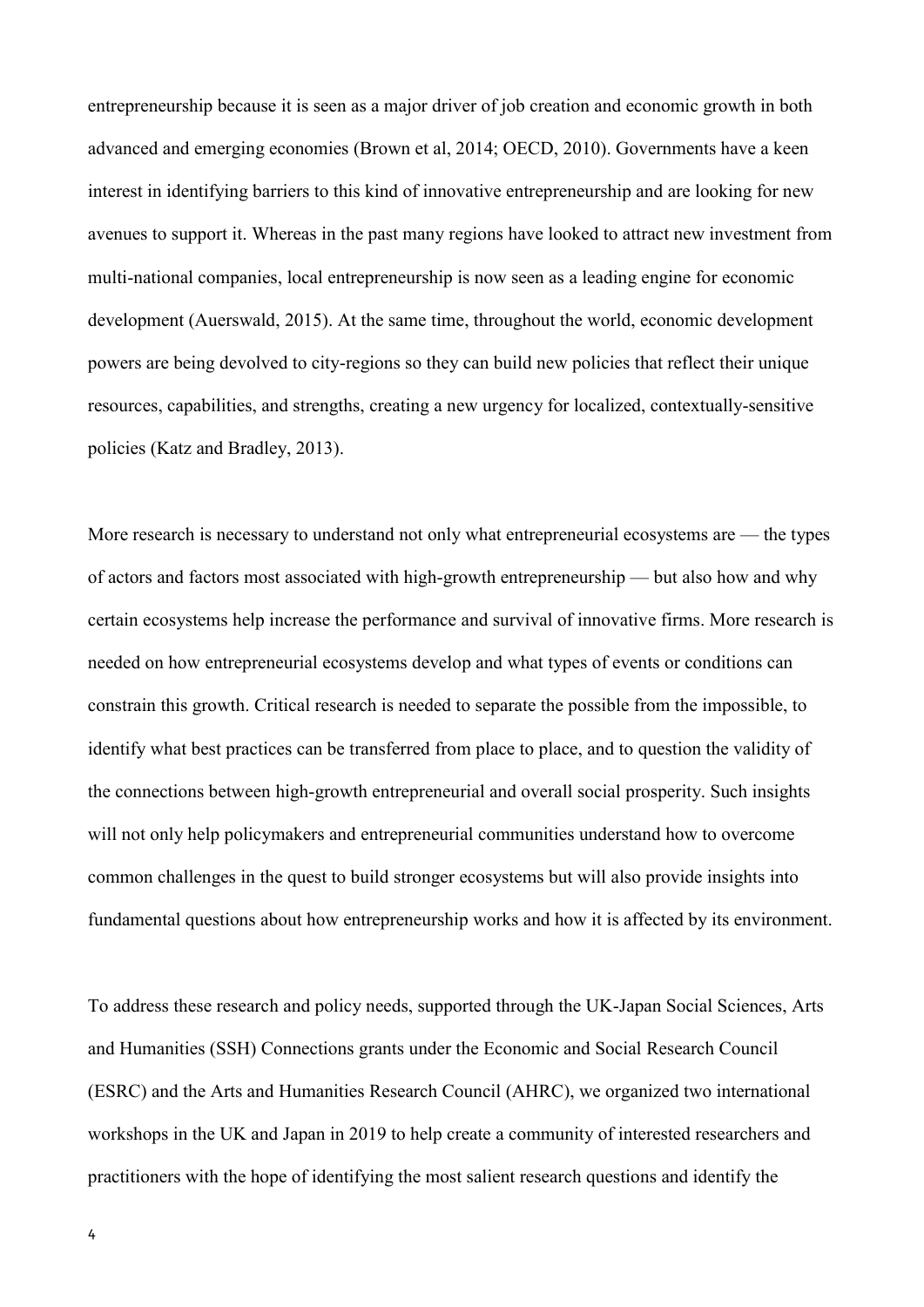entrepreneurship because it is seen as a major driver of job creation and economic growth in both advanced and emerging economies (Brown et al, 2014; OECD, 2010). Governments have a keen interest in identifying barriers to this kind of innovative entrepreneurship and are looking for new avenues to support it. Whereas in the past many regions have looked to attract new investment from multi-national companies, local entrepreneurship is now seen as a leading engine for economic development (Auerswald, 2015). At the same time, throughout the world, economic development powers are being devolved to city-regions so they can build new policies that reflect their unique resources, capabilities, and strengths, creating a new urgency for localized, contextually-sensitive policies (Katz and Bradley, 2013).

More research is necessary to understand not only what entrepreneurial ecosystems are — the types of actors and factors most associated with high-growth entrepreneurship — but also how and why certain ecosystems help increase the performance and survival of innovative firms. More research is needed on how entrepreneurial ecosystems develop and what types of events or conditions can constrain this growth. Critical research is needed to separate the possible from the impossible, to identify what best practices can be transferred from place to place, and to question the validity of the connections between high-growth entrepreneurial and overall social prosperity. Such insights will not only help policymakers and entrepreneurial communities understand how to overcome common challenges in the quest to build stronger ecosystems but will also provide insights into fundamental questions about how entrepreneurship works and how it is affected by its environment.

To address these research and policy needs, supported through the UK-Japan Social Sciences, Arts and Humanities (SSH) Connections grants under the Economic and Social Research Council (ESRC) and the Arts and Humanities Research Council (AHRC), we organized two international workshops in the UK and Japan in 2019 to help create a community of interested researchers and practitioners with the hope of identifying the most salient research questions and identify the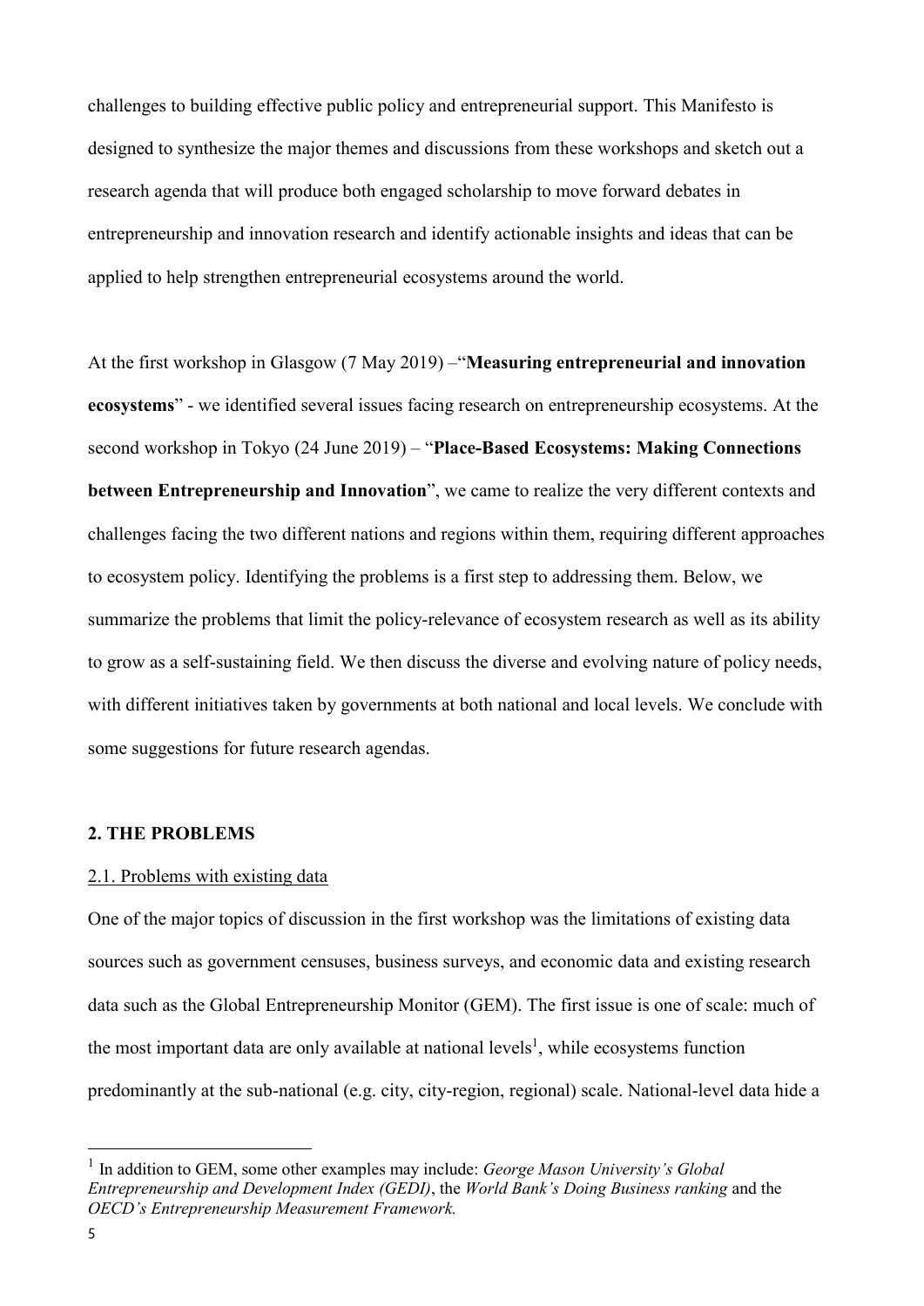challenges to building effective public policy and entrepreneurial support. This Manifesto is designed to synthesize the major themes and discussions from these workshops and sketch out a research agenda that will produce both engaged scholarship to move forward debates in entrepreneurship and innovation research and identify actionable insights and ideas that can be applied to help strengthen entrepreneurial ecosystems around the world.

At the first workshop in Glasgow (7 May 2019) –"**Measuring entrepreneurial and innovation ecosystems**" - we identified several issues facing research on entrepreneurship ecosystems. At the second workshop in Tokyo (24 June 2019) – "**Place-Based Ecosystems: Making Connections between Entrepreneurship and Innovation**", we came to realize the very different contexts and challenges facing the two different nations and regions within them, requiring different approaches to ecosystem policy. Identifying the problems is a first step to addressing them. Below, we summarize the problems that limit the policy-relevance of ecosystem research as well as its ability to grow as a self-sustaining field. We then discuss the diverse and evolving nature of policy needs, with different initiatives taken by governments at both national and local levels. We conclude with some suggestions for future research agendas.

## 2. THE PROBLEMS

### 2.1. Problems with existing data

One of the major topics of discussion in the first workshop was the limitations of existing data sources such as government censuses, business surveys, and economic data and existing research data such as the Global Entrepreneurship Monitor (GEM). The first issue is one of scale: much of the most important data are only available at national levels[1], while ecosystems function predominantly at the sub-national (e.g. city, city-region, regional) scale. National-level data hide a

[1] In addition to GEM, some other examples may include: *George Mason University's Global Entrepreneurship and Development Index (GEDI)*, the *World Bank's Doing Business ranking* and the *OECD's Entrepreneurship Measurement Framework.*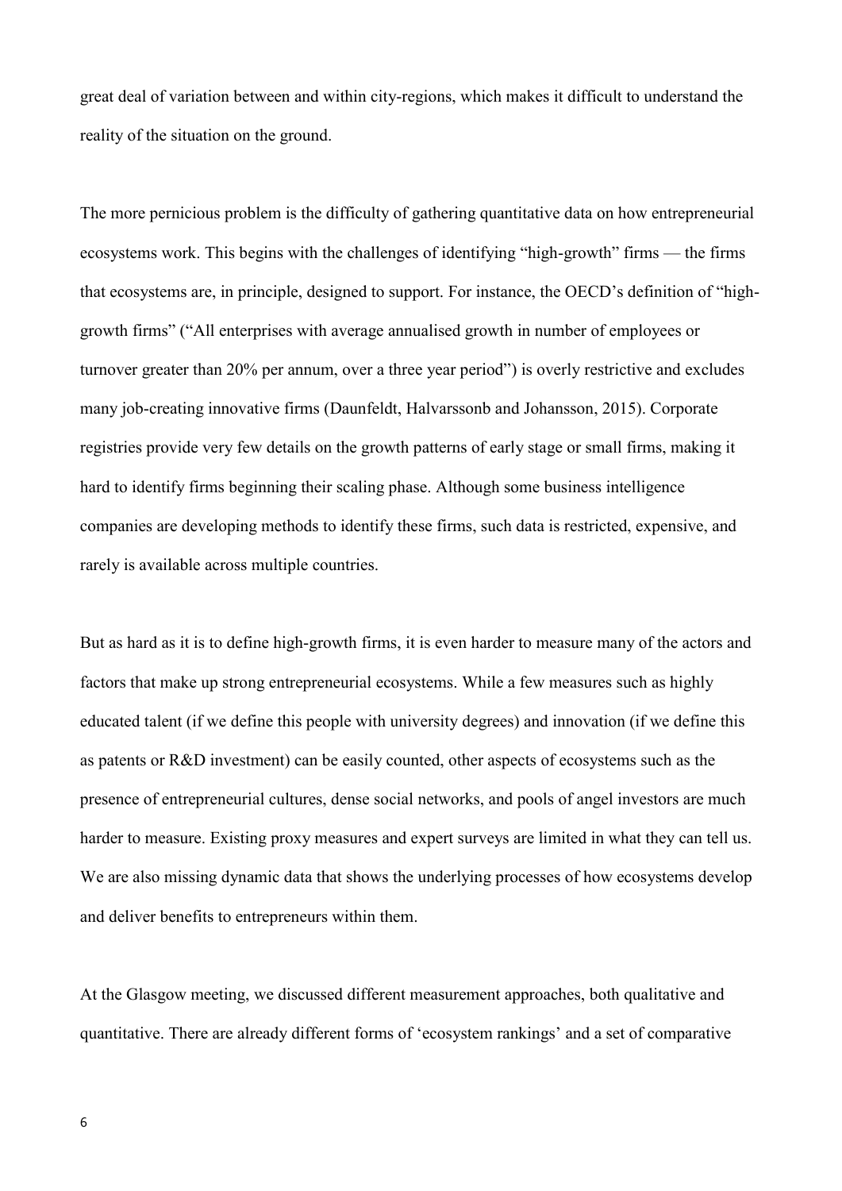great deal of variation between and within city-regions, which makes it difficult to understand the reality of the situation on the ground.

The more pernicious problem is the difficulty of gathering quantitative data on how entrepreneurial ecosystems work. This begins with the challenges of identifying "high-growth" firms — the firms that ecosystems are, in principle, designed to support. For instance, the OECD's definition of "high-growth firms" ("All enterprises with average annualised growth in number of employees or turnover greater than 20% per annum, over a three year period") is overly restrictive and excludes many job-creating innovative firms (Daunfeldt, Halvarssonb and Johansson, 2015). Corporate registries provide very few details on the growth patterns of early stage or small firms, making it hard to identify firms beginning their scaling phase. Although some business intelligence companies are developing methods to identify these firms, such data is restricted, expensive, and rarely is available across multiple countries.

But as hard as it is to define high-growth firms, it is even harder to measure many of the actors and factors that make up strong entrepreneurial ecosystems. While a few measures such as highly educated talent (if we define this people with university degrees) and innovation (if we define this as patents or R&D investment) can be easily counted, other aspects of ecosystems such as the presence of entrepreneurial cultures, dense social networks, and pools of angel investors are much harder to measure. Existing proxy measures and expert surveys are limited in what they can tell us. We are also missing dynamic data that shows the underlying processes of how ecosystems develop and deliver benefits to entrepreneurs within them.

At the Glasgow meeting, we discussed different measurement approaches, both qualitative and quantitative. There are already different forms of 'ecosystem rankings' and a set of comparative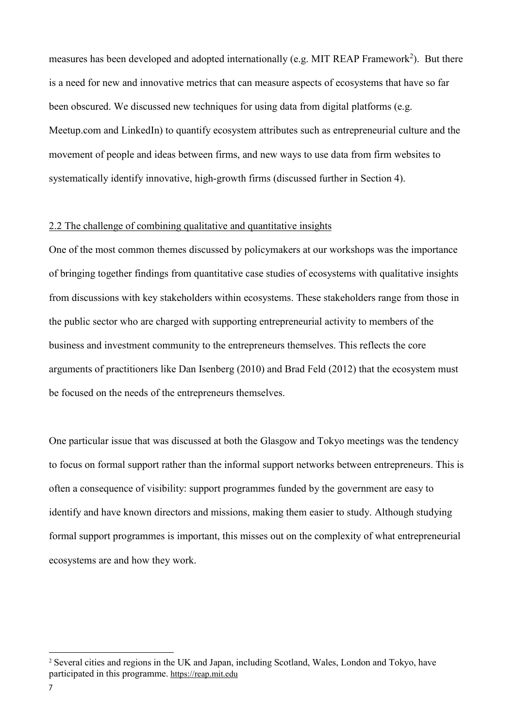measures has been developed and adopted internationally (e.g. MIT REAP Framework[2]). But there is a need for new and innovative metrics that can measure aspects of ecosystems that have so far been obscured. We discussed new techniques for using data from digital platforms (e.g. Meetup.com and LinkedIn) to quantify ecosystem attributes such as entrepreneurial culture and the movement of people and ideas between firms, and new ways to use data from firm websites to systematically identify innovative, high-growth firms (discussed further in Section 4).

### 2.2 The challenge of combining qualitative and quantitative insights

One of the most common themes discussed by policymakers at our workshops was the importance of bringing together findings from quantitative case studies of ecosystems with qualitative insights from discussions with key stakeholders within ecosystems. These stakeholders range from those in the public sector who are charged with supporting entrepreneurial activity to members of the business and investment community to the entrepreneurs themselves. This reflects the core arguments of practitioners like Dan Isenberg (2010) and Brad Feld (2012) that the ecosystem must be focused on the needs of the entrepreneurs themselves.

One particular issue that was discussed at both the Glasgow and Tokyo meetings was the tendency to focus on formal support rather than the informal support networks between entrepreneurs. This is often a consequence of visibility: support programmes funded by the government are easy to identify and have known directors and missions, making them easier to study. Although studying formal support programmes is important, this misses out on the complexity of what entrepreneurial ecosystems are and how they work.

---

[2] Several cities and regions in the UK and Japan, including Scotland, Wales, London and Tokyo, have participated in this programme. https://reap.mit.edu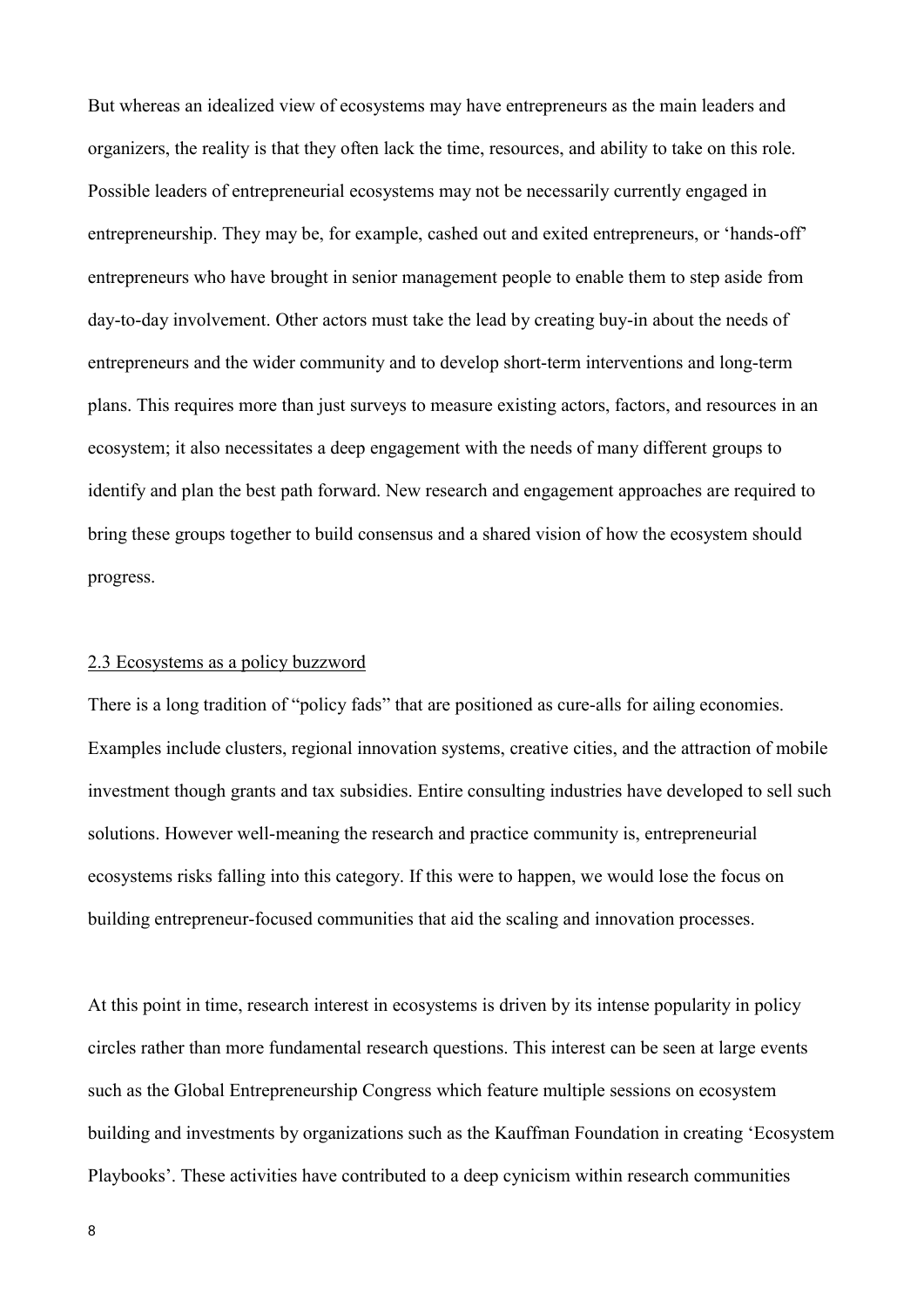But whereas an idealized view of ecosystems may have entrepreneurs as the main leaders and organizers, the reality is that they often lack the time, resources, and ability to take on this role. Possible leaders of entrepreneurial ecosystems may not be necessarily currently engaged in entrepreneurship. They may be, for example, cashed out and exited entrepreneurs, or 'hands-off' entrepreneurs who have brought in senior management people to enable them to step aside from day-to-day involvement. Other actors must take the lead by creating buy-in about the needs of entrepreneurs and the wider community and to develop short-term interventions and long-term plans. This requires more than just surveys to measure existing actors, factors, and resources in an ecosystem; it also necessitates a deep engagement with the needs of many different groups to identify and plan the best path forward. New research and engagement approaches are required to bring these groups together to build consensus and a shared vision of how the ecosystem should progress.

### 2.3 Ecosystems as a policy buzzword

There is a long tradition of "policy fads" that are positioned as cure-alls for ailing economies. Examples include clusters, regional innovation systems, creative cities, and the attraction of mobile investment though grants and tax subsidies. Entire consulting industries have developed to sell such solutions. However well-meaning the research and practice community is, entrepreneurial ecosystems risks falling into this category. If this were to happen, we would lose the focus on building entrepreneur-focused communities that aid the scaling and innovation processes.

At this point in time, research interest in ecosystems is driven by its intense popularity in policy circles rather than more fundamental research questions. This interest can be seen at large events such as the Global Entrepreneurship Congress which feature multiple sessions on ecosystem building and investments by organizations such as the Kauffman Foundation in creating 'Ecosystem Playbooks'. These activities have contributed to a deep cynicism within research communities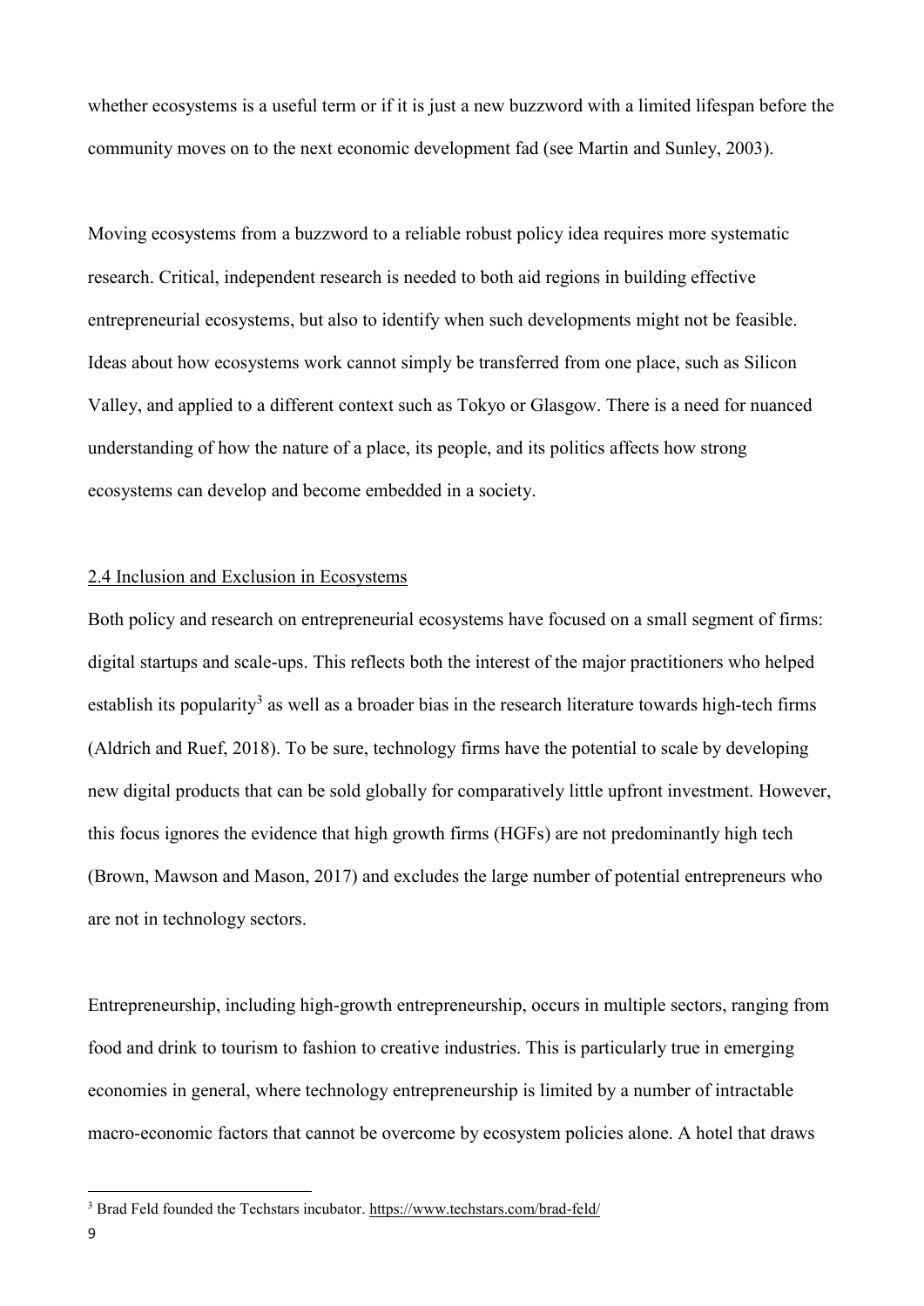whether ecosystems is a useful term or if it is just a new buzzword with a limited lifespan before the community moves on to the next economic development fad (see Martin and Sunley, 2003).

Moving ecosystems from a buzzword to a reliable robust policy idea requires more systematic research. Critical, independent research is needed to both aid regions in building effective entrepreneurial ecosystems, but also to identify when such developments might not be feasible. Ideas about how ecosystems work cannot simply be transferred from one place, such as Silicon Valley, and applied to a different context such as Tokyo or Glasgow. There is a need for nuanced understanding of how the nature of a place, its people, and its politics affects how strong ecosystems can develop and become embedded in a society.

### 2.4 Inclusion and Exclusion in Ecosystems

Both policy and research on entrepreneurial ecosystems have focused on a small segment of firms: digital startups and scale-ups. This reflects both the interest of the major practitioners who helped establish its popularity[3] as well as a broader bias in the research literature towards high-tech firms (Aldrich and Ruef, 2018). To be sure, technology firms have the potential to scale by developing new digital products that can be sold globally for comparatively little upfront investment. However, this focus ignores the evidence that high growth firms (HGFs) are not predominantly high tech (Brown, Mawson and Mason, 2017) and excludes the large number of potential entrepreneurs who are not in technology sectors.

Entrepreneurship, including high-growth entrepreneurship, occurs in multiple sectors, ranging from food and drink to tourism to fashion to creative industries. This is particularly true in emerging economies in general, where technology entrepreneurship is limited by a number of intractable macro-economic factors that cannot be overcome by ecosystem policies alone. A hotel that draws

[3] Brad Feld founded the Techstars incubator. https://www.techstars.com/brad-feld/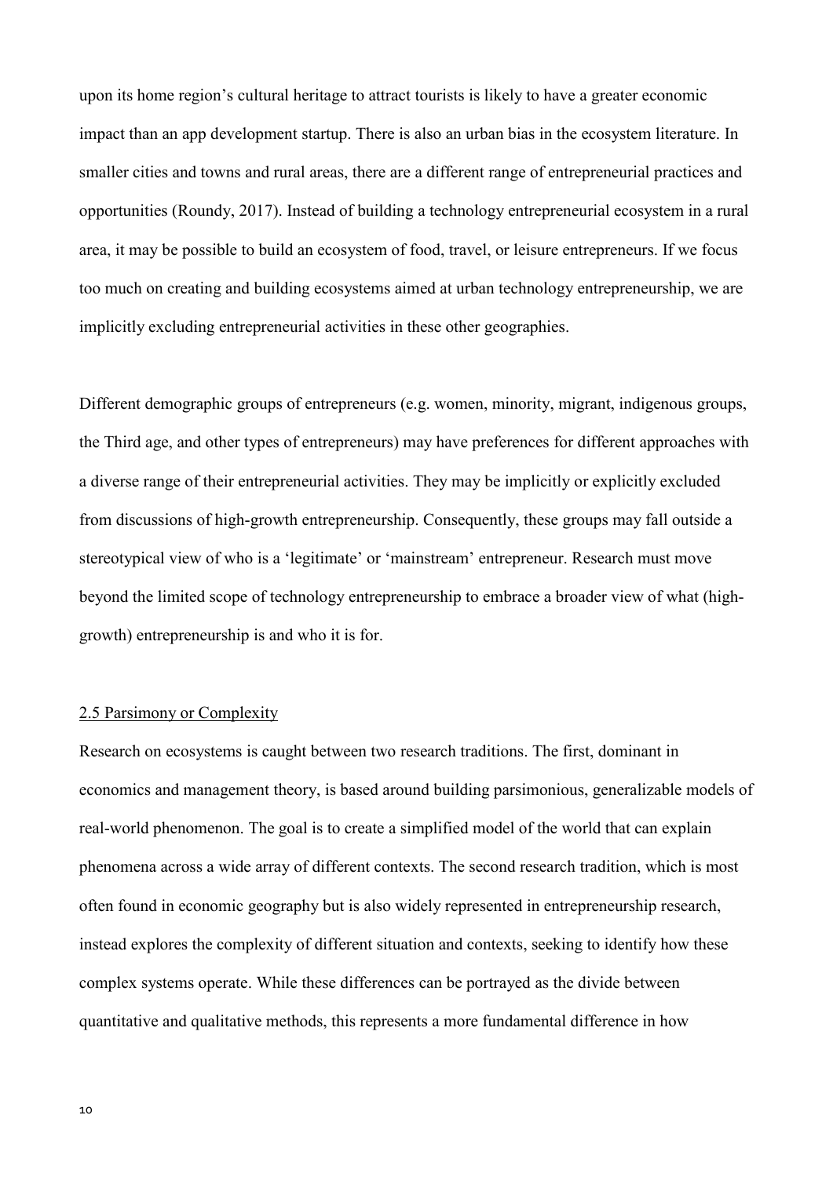upon its home region's cultural heritage to attract tourists is likely to have a greater economic impact than an app development startup. There is also an urban bias in the ecosystem literature. In smaller cities and towns and rural areas, there are a different range of entrepreneurial practices and opportunities (Roundy, 2017). Instead of building a technology entrepreneurial ecosystem in a rural area, it may be possible to build an ecosystem of food, travel, or leisure entrepreneurs. If we focus too much on creating and building ecosystems aimed at urban technology entrepreneurship, we are implicitly excluding entrepreneurial activities in these other geographies.

Different demographic groups of entrepreneurs (e.g. women, minority, migrant, indigenous groups, the Third age, and other types of entrepreneurs) may have preferences for different approaches with a diverse range of their entrepreneurial activities. They may be implicitly or explicitly excluded from discussions of high-growth entrepreneurship. Consequently, these groups may fall outside a stereotypical view of who is a 'legitimate' or 'mainstream' entrepreneur. Research must move beyond the limited scope of technology entrepreneurship to embrace a broader view of what (high-growth) entrepreneurship is and who it is for.

### 2.5 Parsimony or Complexity

Research on ecosystems is caught between two research traditions. The first, dominant in economics and management theory, is based around building parsimonious, generalizable models of real-world phenomenon. The goal is to create a simplified model of the world that can explain phenomena across a wide array of different contexts. The second research tradition, which is most often found in economic geography but is also widely represented in entrepreneurship research, instead explores the complexity of different situation and contexts, seeking to identify how these complex systems operate. While these differences can be portrayed as the divide between quantitative and qualitative methods, this represents a more fundamental difference in how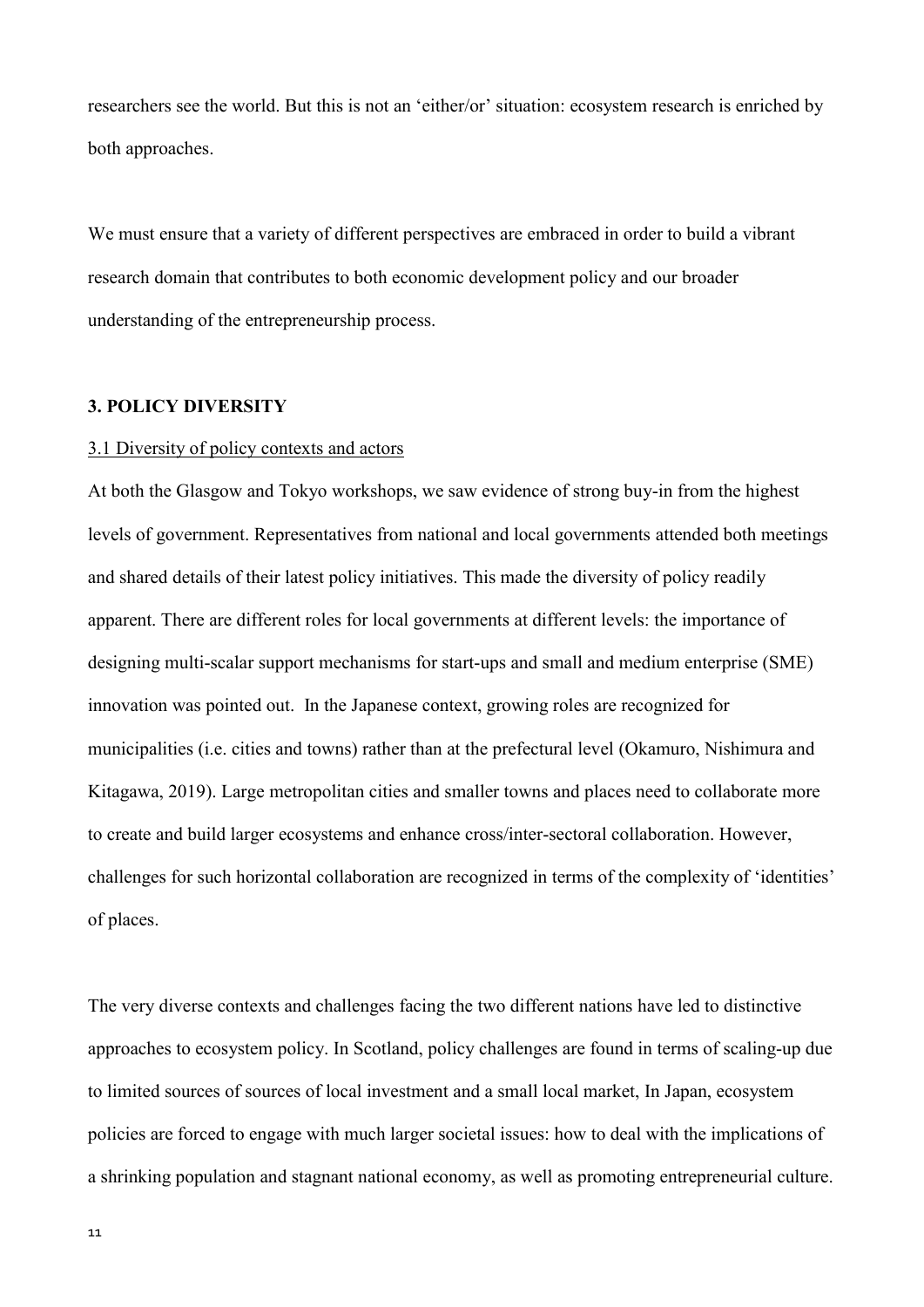researchers see the world. But this is not an 'either/or' situation: ecosystem research is enriched by both approaches.

We must ensure that a variety of different perspectives are embraced in order to build a vibrant research domain that contributes to both economic development policy and our broader understanding of the entrepreneurship process.

## 3. POLICY DIVERSITY

### 3.1 Diversity of policy contexts and actors

At both the Glasgow and Tokyo workshops, we saw evidence of strong buy-in from the highest levels of government. Representatives from national and local governments attended both meetings and shared details of their latest policy initiatives. This made the diversity of policy readily apparent. There are different roles for local governments at different levels: the importance of designing multi-scalar support mechanisms for start-ups and small and medium enterprise (SME) innovation was pointed out. In the Japanese context, growing roles are recognized for municipalities (i.e. cities and towns) rather than at the prefectural level (Okamuro, Nishimura and Kitagawa, 2019). Large metropolitan cities and smaller towns and places need to collaborate more to create and build larger ecosystems and enhance cross/inter-sectoral collaboration. However, challenges for such horizontal collaboration are recognized in terms of the complexity of 'identities' of places.

The very diverse contexts and challenges facing the two different nations have led to distinctive approaches to ecosystem policy. In Scotland, policy challenges are found in terms of scaling-up due to limited sources of sources of local investment and a small local market, In Japan, ecosystem policies are forced to engage with much larger societal issues: how to deal with the implications of a shrinking population and stagnant national economy, as well as promoting entrepreneurial culture.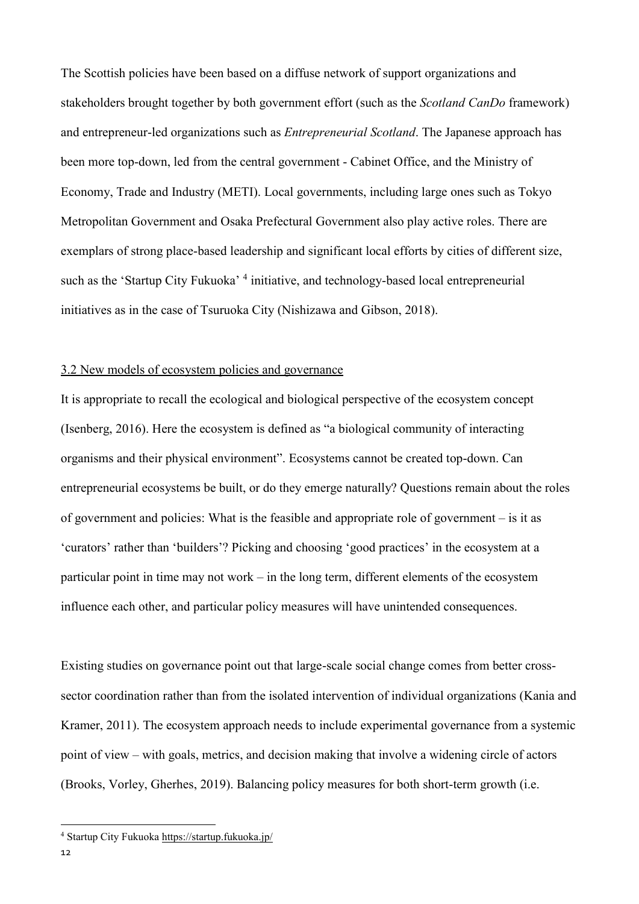The Scottish policies have been based on a diffuse network of support organizations and stakeholders brought together by both government effort (such as the *Scotland CanDo* framework) and entrepreneur-led organizations such as *Entrepreneurial Scotland*. The Japanese approach has been more top-down, led from the central government - Cabinet Office, and the Ministry of Economy, Trade and Industry (METI). Local governments, including large ones such as Tokyo Metropolitan Government and Osaka Prefectural Government also play active roles. There are exemplars of strong place-based leadership and significant local efforts by cities of different size, such as the 'Startup City Fukuoka' [4] initiative, and technology-based local entrepreneurial initiatives as in the case of Tsuruoka City (Nishizawa and Gibson, 2018).

### 3.2 New models of ecosystem policies and governance

It is appropriate to recall the ecological and biological perspective of the ecosystem concept (Isenberg, 2016). Here the ecosystem is defined as "a biological community of interacting organisms and their physical environment". Ecosystems cannot be created top-down. Can entrepreneurial ecosystems be built, or do they emerge naturally? Questions remain about the roles of government and policies: What is the feasible and appropriate role of government – is it as 'curators' rather than 'builders'? Picking and choosing 'good practices' in the ecosystem at a particular point in time may not work – in the long term, different elements of the ecosystem influence each other, and particular policy measures will have unintended consequences.

Existing studies on governance point out that large-scale social change comes from better cross-sector coordination rather than from the isolated intervention of individual organizations (Kania and Kramer, 2011). The ecosystem approach needs to include experimental governance from a systemic point of view – with goals, metrics, and decision making that involve a widening circle of actors (Brooks, Vorley, Gherhes, 2019). Balancing policy measures for both short-term growth (i.e.

[4] Startup City Fukuoka https://startup.fukuoka.jp/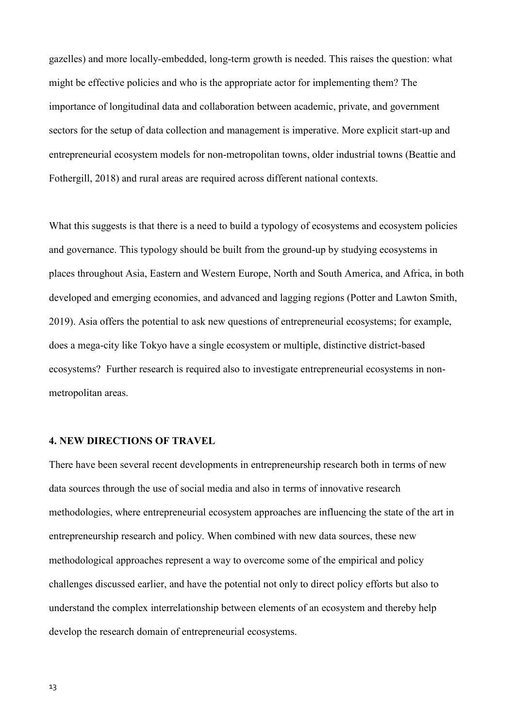gazelles) and more locally-embedded, long-term growth is needed. This raises the question: what might be effective policies and who is the appropriate actor for implementing them? The importance of longitudinal data and collaboration between academic, private, and government sectors for the setup of data collection and management is imperative. More explicit start-up and entrepreneurial ecosystem models for non-metropolitan towns, older industrial towns (Beattie and Fothergill, 2018) and rural areas are required across different national contexts.

What this suggests is that there is a need to build a typology of ecosystems and ecosystem policies and governance. This typology should be built from the ground-up by studying ecosystems in places throughout Asia, Eastern and Western Europe, North and South America, and Africa, in both developed and emerging economies, and advanced and lagging regions (Potter and Lawton Smith, 2019). Asia offers the potential to ask new questions of entrepreneurial ecosystems; for example, does a mega-city like Tokyo have a single ecosystem or multiple, distinctive district-based ecosystems? Further research is required also to investigate entrepreneurial ecosystems in non-metropolitan areas.

## 4. NEW DIRECTIONS OF TRAVEL

There have been several recent developments in entrepreneurship research both in terms of new data sources through the use of social media and also in terms of innovative research methodologies, where entrepreneurial ecosystem approaches are influencing the state of the art in entrepreneurship research and policy. When combined with new data sources, these new methodological approaches represent a way to overcome some of the empirical and policy challenges discussed earlier, and have the potential not only to direct policy efforts but also to understand the complex interrelationship between elements of an ecosystem and thereby help develop the research domain of entrepreneurial ecosystems.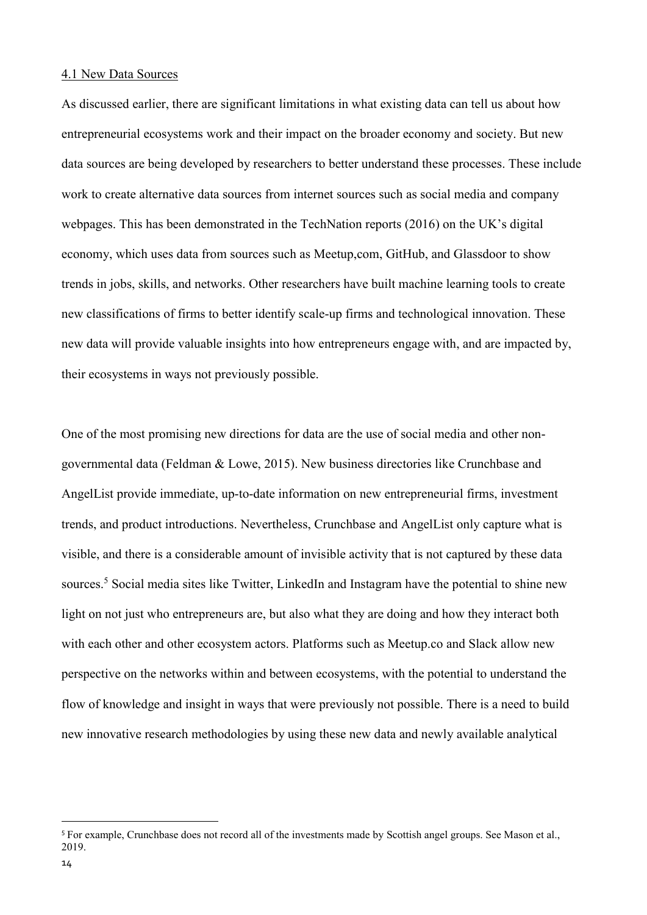4.1 New Data Sources

As discussed earlier, there are significant limitations in what existing data can tell us about how entrepreneurial ecosystems work and their impact on the broader economy and society. But new data sources are being developed by researchers to better understand these processes. These include work to create alternative data sources from internet sources such as social media and company webpages. This has been demonstrated in the TechNation reports (2016) on the UK's digital economy, which uses data from sources such as Meetup,com, GitHub, and Glassdoor to show trends in jobs, skills, and networks. Other researchers have built machine learning tools to create new classifications of firms to better identify scale-up firms and technological innovation. These new data will provide valuable insights into how entrepreneurs engage with, and are impacted by, their ecosystems in ways not previously possible.

One of the most promising new directions for data are the use of social media and other non-governmental data (Feldman & Lowe, 2015). New business directories like Crunchbase and AngelList provide immediate, up-to-date information on new entrepreneurial firms, investment trends, and product introductions. Nevertheless, Crunchbase and AngelList only capture what is visible, and there is a considerable amount of invisible activity that is not captured by these data sources.[5] Social media sites like Twitter, LinkedIn and Instagram have the potential to shine new light on not just who entrepreneurs are, but also what they are doing and how they interact both with each other and other ecosystem actors. Platforms such as Meetup.co and Slack allow new perspective on the networks within and between ecosystems, with the potential to understand the flow of knowledge and insight in ways that were previously not possible. There is a need to build new innovative research methodologies by using these new data and newly available analytical

[5] For example, Crunchbase does not record all of the investments made by Scottish angel groups. See Mason et al., 2019.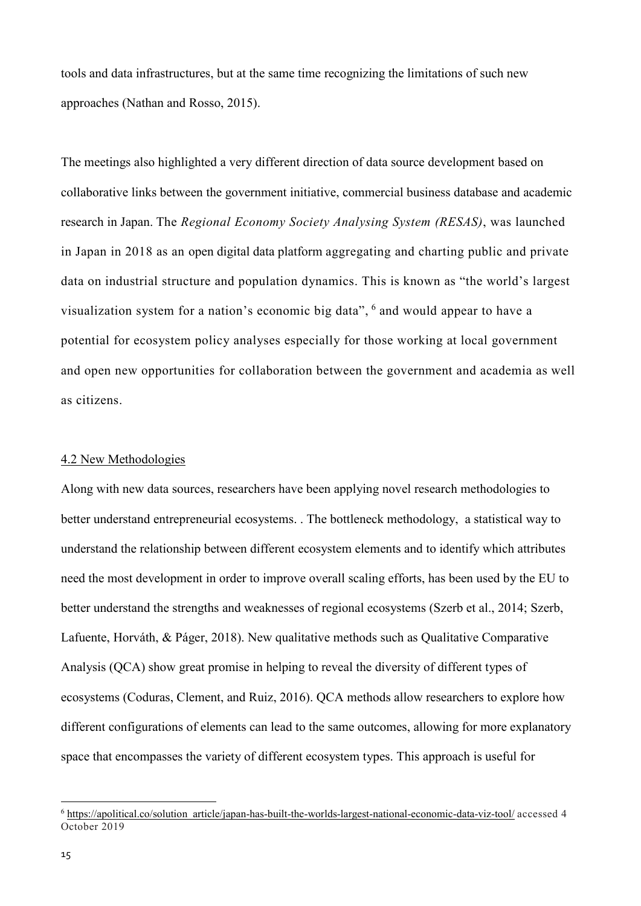tools and data infrastructures, but at the same time recognizing the limitations of such new approaches (Nathan and Rosso, 2015).

The meetings also highlighted a very different direction of data source development based on collaborative links between the government initiative, commercial business database and academic research in Japan. The *Regional Economy Society Analysing System (RESAS)*, was launched in Japan in 2018 as an open digital data platform aggregating and charting public and private data on industrial structure and population dynamics. This is known as "the world's largest visualization system for a nation's economic big data", [6] and would appear to have a potential for ecosystem policy analyses especially for those working at local government and open new opportunities for collaboration between the government and academia as well as citizens.

4.2 New Methodologies

Along with new data sources, researchers have been applying novel research methodologies to better understand entrepreneurial ecosystems. . The bottleneck methodology, a statistical way to understand the relationship between different ecosystem elements and to identify which attributes need the most development in order to improve overall scaling efforts, has been used by the EU to better understand the strengths and weaknesses of regional ecosystems (Szerb et al., 2014; Szerb, Lafuente, Horváth, & Páger, 2018). New qualitative methods such as Qualitative Comparative Analysis (QCA) show great promise in helping to reveal the diversity of different types of ecosystems (Coduras, Clement, and Ruiz, 2016). QCA methods allow researchers to explore how different configurations of elements can lead to the same outcomes, allowing for more explanatory space that encompasses the variety of different ecosystem types. This approach is useful for

[6] https://apolitical.co/solution_article/japan-has-built-the-worlds-largest-national-economic-data-viz-tool/ accessed 4 October 2019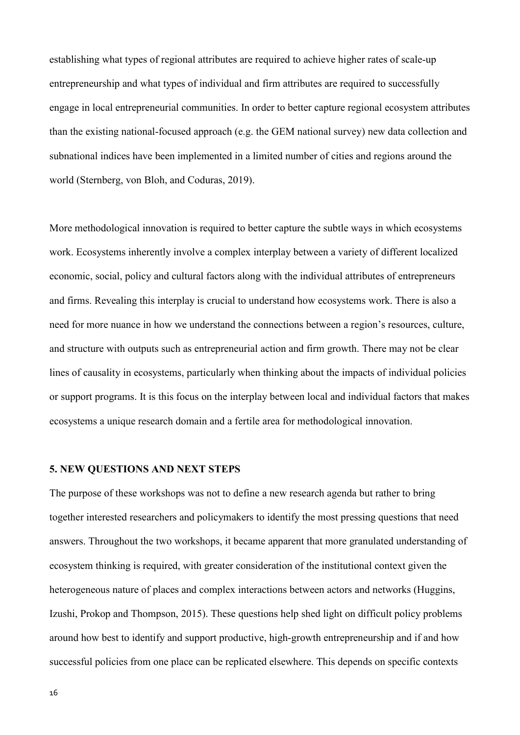establishing what types of regional attributes are required to achieve higher rates of scale-up entrepreneurship and what types of individual and firm attributes are required to successfully engage in local entrepreneurial communities. In order to better capture regional ecosystem attributes than the existing national-focused approach (e.g. the GEM national survey) new data collection and subnational indices have been implemented in a limited number of cities and regions around the world (Sternberg, von Bloh, and Coduras, 2019).

More methodological innovation is required to better capture the subtle ways in which ecosystems work. Ecosystems inherently involve a complex interplay between a variety of different localized economic, social, policy and cultural factors along with the individual attributes of entrepreneurs and firms. Revealing this interplay is crucial to understand how ecosystems work. There is also a need for more nuance in how we understand the connections between a region's resources, culture, and structure with outputs such as entrepreneurial action and firm growth. There may not be clear lines of causality in ecosystems, particularly when thinking about the impacts of individual policies or support programs. It is this focus on the interplay between local and individual factors that makes ecosystems a unique research domain and a fertile area for methodological innovation.

## 5. NEW QUESTIONS AND NEXT STEPS

The purpose of these workshops was not to define a new research agenda but rather to bring together interested researchers and policymakers to identify the most pressing questions that need answers. Throughout the two workshops, it became apparent that more granulated understanding of ecosystem thinking is required, with greater consideration of the institutional context given the heterogeneous nature of places and complex interactions between actors and networks (Huggins, Izushi, Prokop and Thompson, 2015). These questions help shed light on difficult policy problems around how best to identify and support productive, high-growth entrepreneurship and if and how successful policies from one place can be replicated elsewhere. This depends on specific contexts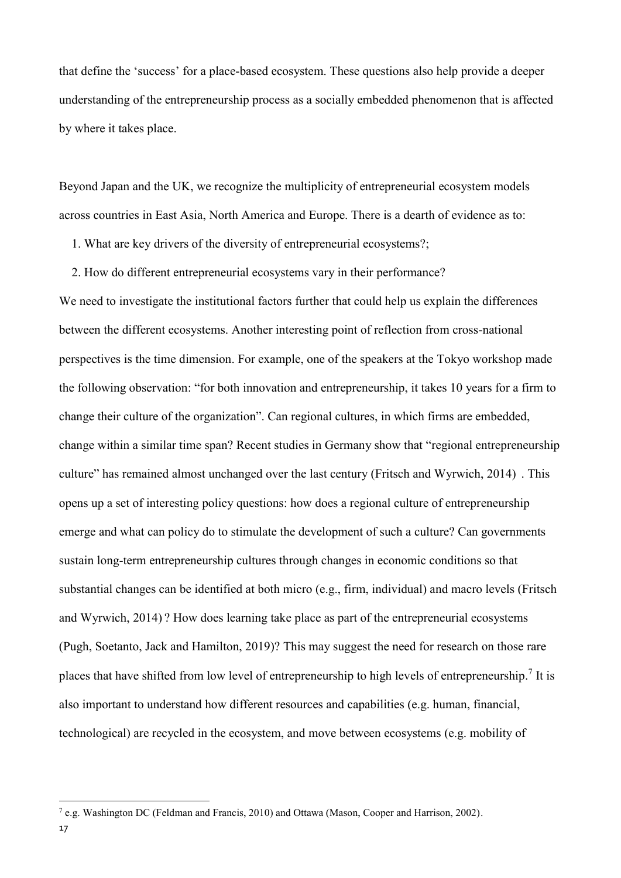that define the 'success' for a place-based ecosystem. These questions also help provide a deeper understanding of the entrepreneurship process as a socially embedded phenomenon that is affected by where it takes place.

Beyond Japan and the UK, we recognize the multiplicity of entrepreneurial ecosystem models across countries in East Asia, North America and Europe. There is a dearth of evidence as to:

1. What are key drivers of the diversity of entrepreneurial ecosystems?;
2. How do different entrepreneurial ecosystems vary in their performance?

We need to investigate the institutional factors further that could help us explain the differences between the different ecosystems. Another interesting point of reflection from cross-national perspectives is the time dimension. For example, one of the speakers at the Tokyo workshop made the following observation: "for both innovation and entrepreneurship, it takes 10 years for a firm to change their culture of the organization". Can regional cultures, in which firms are embedded, change within a similar time span? Recent studies in Germany show that "regional entrepreneurship culture" has remained almost unchanged over the last century (Fritsch and Wyrwich, 2014) . This opens up a set of interesting policy questions: how does a regional culture of entrepreneurship emerge and what can policy do to stimulate the development of such a culture? Can governments sustain long-term entrepreneurship cultures through changes in economic conditions so that substantial changes can be identified at both micro (e.g., firm, individual) and macro levels (Fritsch and Wyrwich, 2014) ? How does learning take place as part of the entrepreneurial ecosystems (Pugh, Soetanto, Jack and Hamilton, 2019)? This may suggest the need for research on those rare places that have shifted from low level of entrepreneurship to high levels of entrepreneurship.[7] It is also important to understand how different resources and capabilities (e.g. human, financial, technological) are recycled in the ecosystem, and move between ecosystems (e.g. mobility of

[7] e.g. Washington DC (Feldman and Francis, 2010) and Ottawa (Mason, Cooper and Harrison, 2002).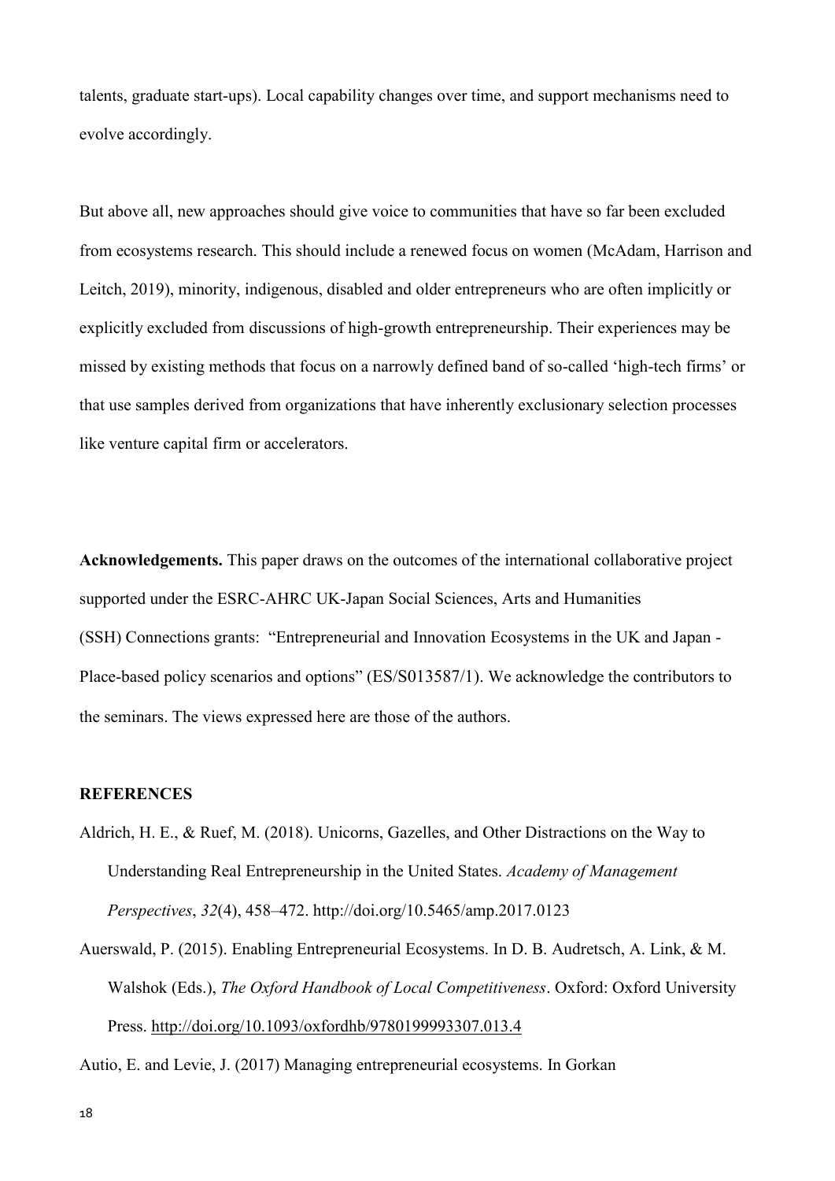talents, graduate start-ups). Local capability changes over time, and support mechanisms need to evolve accordingly.

But above all, new approaches should give voice to communities that have so far been excluded from ecosystems research. This should include a renewed focus on women (McAdam, Harrison and Leitch, 2019), minority, indigenous, disabled and older entrepreneurs who are often implicitly or explicitly excluded from discussions of high-growth entrepreneurship. Their experiences may be missed by existing methods that focus on a narrowly defined band of so-called 'high-tech firms' or that use samples derived from organizations that have inherently exclusionary selection processes like venture capital firm or accelerators.

**Acknowledgements.** This paper draws on the outcomes of the international collaborative project supported under the ESRC-AHRC UK-Japan Social Sciences, Arts and Humanities (SSH) Connections grants: "Entrepreneurial and Innovation Ecosystems in the UK and Japan - Place-based policy scenarios and options" (ES/S013587/1). We acknowledge the contributors to the seminars. The views expressed here are those of the authors.

**REFERENCES**

Aldrich, H. E., & Ruef, M. (2018). Unicorns, Gazelles, and Other Distractions on the Way to Understanding Real Entrepreneurship in the United States. *Academy of Management Perspectives*, *32*(4), 458–472. http://doi.org/10.5465/amp.2017.0123

Auerswald, P. (2015). Enabling Entrepreneurial Ecosystems. In D. B. Audretsch, A. Link, & M. Walshok (Eds.), *The Oxford Handbook of Local Competitiveness*. Oxford: Oxford University Press. http://doi.org/10.1093/oxfordhb/9780199993307.013.4

Autio, E. and Levie, J. (2017) Managing entrepreneurial ecosystems. In Gorkan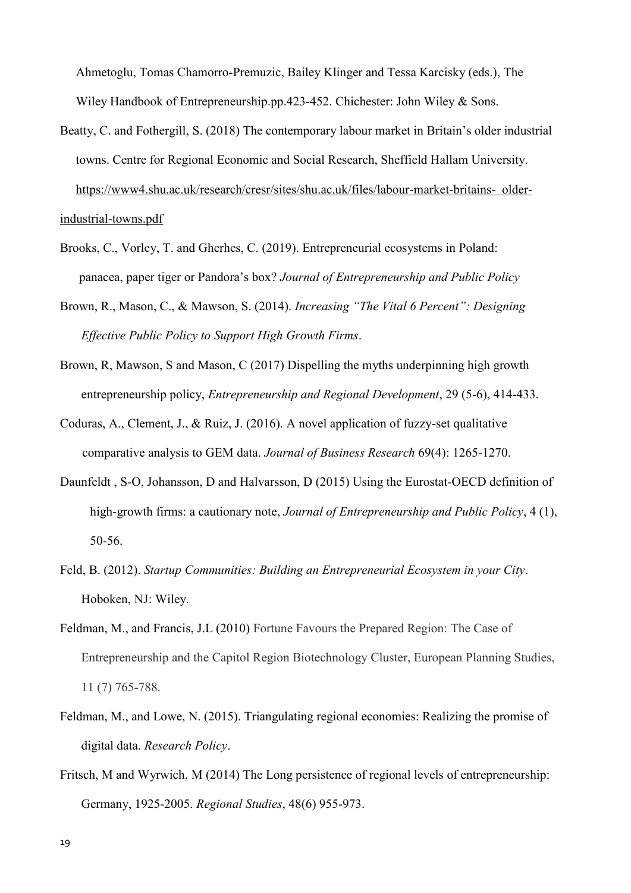Ahmetoglu, Tomas Chamorro-Premuzic, Bailey Klinger and Tessa Karcisky (eds.), The Wiley Handbook of Entrepreneurship.pp.423-452. Chichester: John Wiley & Sons.

Beatty, C. and Fothergill, S. (2018) The contemporary labour market in Britain's older industrial towns. Centre for Regional Economic and Social Research, Sheffield Hallam University. https://www4.shu.ac.uk/research/cresr/sites/shu.ac.uk/files/labour-market-britains- older-industrial-towns.pdf

Brooks, C., Vorley, T. and Gherhes, C. (2019). Entrepreneurial ecosystems in Poland: panacea, paper tiger or Pandora's box? *Journal of Entrepreneurship and Public Policy*

Brown, R., Mason, C., & Mawson, S. (2014). *Increasing "The Vital 6 Percent": Designing Effective Public Policy to Support High Growth Firms*.

Brown, R, Mawson, S and Mason, C (2017) Dispelling the myths underpinning high growth entrepreneurship policy, *Entrepreneurship and Regional Development*, 29 (5-6), 414-433.

Coduras, A., Clement, J., & Ruiz, J. (2016). A novel application of fuzzy-set qualitative comparative analysis to GEM data. *Journal of Business Research* 69(4): 1265-1270.

Daunfeldt , S-O, Johansson, D and Halvarsson, D (2015) Using the Eurostat-OECD definition of high-growth firms: a cautionary note, *Journal of Entrepreneurship and Public Policy*, 4 (1), 50-56.

Feld, B. (2012). *Startup Communities: Building an Entrepreneurial Ecosystem in your City*. Hoboken, NJ: Wiley.

Feldman, M., and Francis, J.L (2010) Fortune Favours the Prepared Region: The Case of Entrepreneurship and the Capitol Region Biotechnology Cluster, European Planning Studies, 11 (7) 765-788.

Feldman, M., and Lowe, N. (2015). Triangulating regional economies: Realizing the promise of digital data. *Research Policy*.

Fritsch, M and Wyrwich, M (2014) The Long persistence of regional levels of entrepreneurship: Germany, 1925-2005. *Regional Studies*, 48(6) 955-973.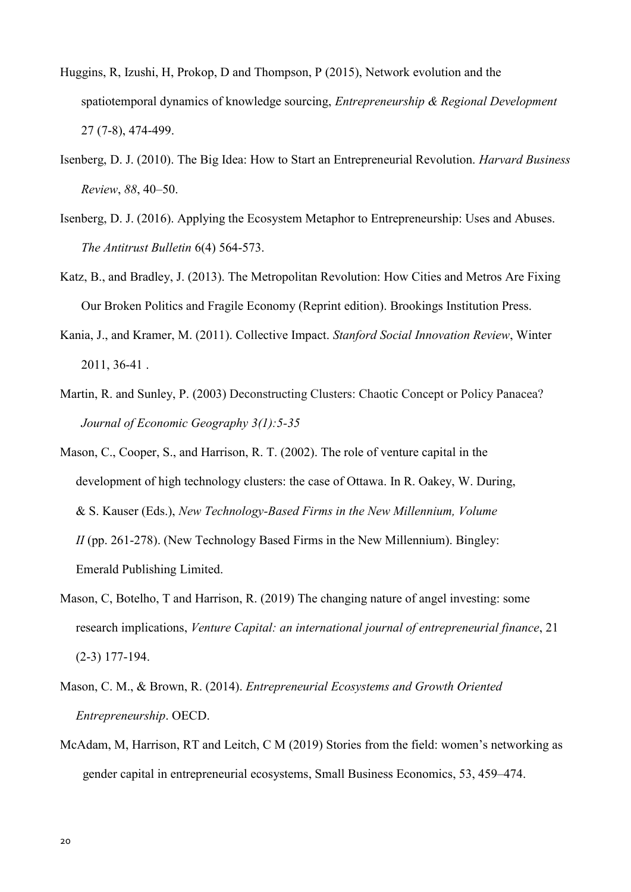Huggins, R, Izushi, H, Prokop, D and Thompson, P (2015), Network evolution and the spatiotemporal dynamics of knowledge sourcing, *Entrepreneurship & Regional Development* 27 (7-8), 474-499.

Isenberg, D. J. (2010). The Big Idea: How to Start an Entrepreneurial Revolution. *Harvard Business Review*, *88*, 40–50.

Isenberg, D. J. (2016). Applying the Ecosystem Metaphor to Entrepreneurship: Uses and Abuses. *The Antitrust Bulletin* 6(4) 564-573.

Katz, B., and Bradley, J. (2013). The Metropolitan Revolution: How Cities and Metros Are Fixing Our Broken Politics and Fragile Economy (Reprint edition). Brookings Institution Press.

Kania, J., and Kramer, M. (2011). Collective Impact. *Stanford Social Innovation Review*, Winter 2011, 36-41 .

Martin, R. and Sunley, P. (2003) Deconstructing Clusters: Chaotic Concept or Policy Panacea? *Journal of Economic Geography 3(1):5-35*

Mason, C., Cooper, S., and Harrison, R. T. (2002). The role of venture capital in the development of high technology clusters: the case of Ottawa. In R. Oakey, W. During, & S. Kauser (Eds.), *New Technology-Based Firms in the New Millennium, Volume II* (pp. 261-278). (New Technology Based Firms in the New Millennium). Bingley: Emerald Publishing Limited.

Mason, C, Botelho, T and Harrison, R. (2019) The changing nature of angel investing: some research implications, *Venture Capital: an international journal of entrepreneurial finance*, 21 (2-3) 177-194.

Mason, C. M., & Brown, R. (2014). *Entrepreneurial Ecosystems and Growth Oriented Entrepreneurship*. OECD.

McAdam, M, Harrison, RT and Leitch, C M (2019) Stories from the field: women's networking as gender capital in entrepreneurial ecosystems, Small Business Economics, 53, 459–474.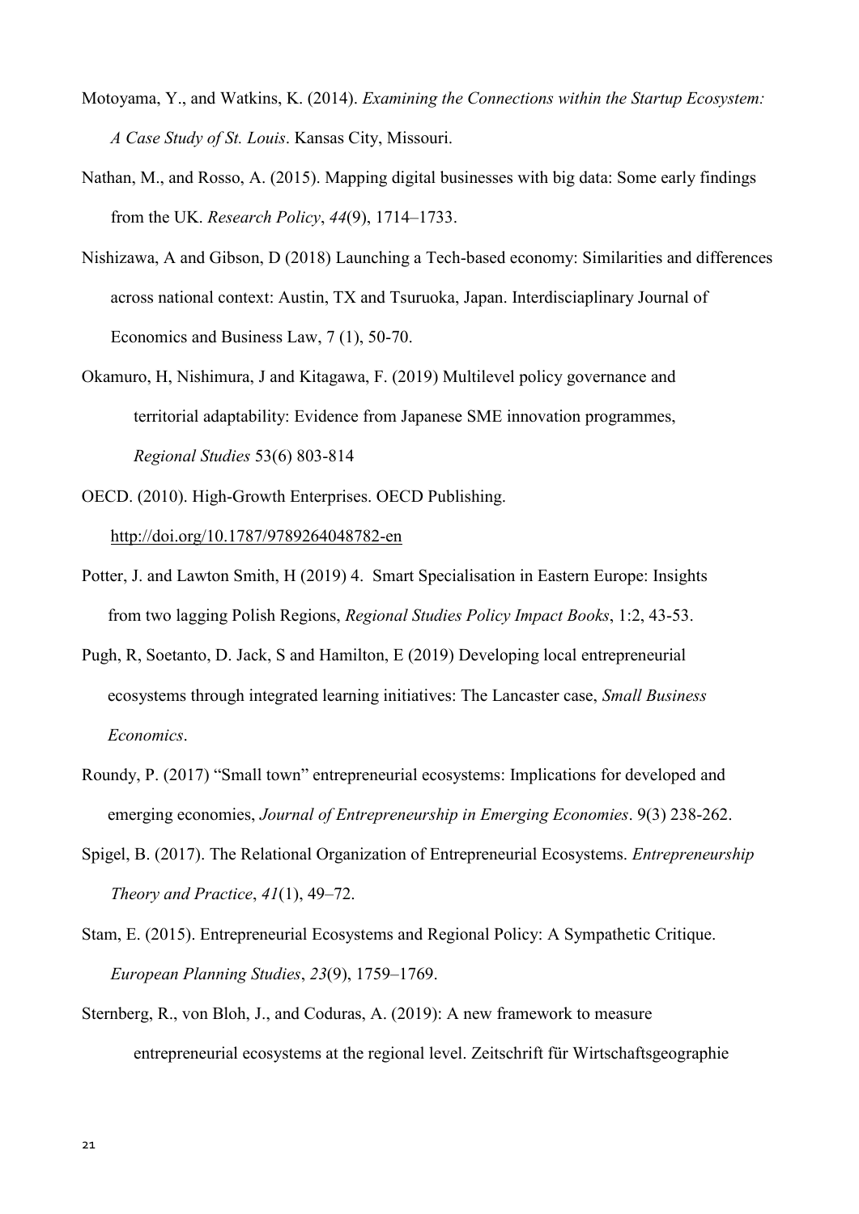Motoyama, Y., and Watkins, K. (2014). *Examining the Connections within the Startup Ecosystem: A Case Study of St. Louis*. Kansas City, Missouri.

Nathan, M., and Rosso, A. (2015). Mapping digital businesses with big data: Some early findings from the UK. *Research Policy*, *44*(9), 1714–1733.

Nishizawa, A and Gibson, D (2018) Launching a Tech-based economy: Similarities and differences across national context: Austin, TX and Tsuruoka, Japan. Interdisciaplinary Journal of Economics and Business Law, 7 (1), 50-70.

Okamuro, H, Nishimura, J and Kitagawa, F. (2019) Multilevel policy governance and territorial adaptability: Evidence from Japanese SME innovation programmes, *Regional Studies* 53(6) 803-814

OECD. (2010). High-Growth Enterprises. OECD Publishing. http://doi.org/10.1787/9789264048782-en

Potter, J. and Lawton Smith, H (2019) 4. Smart Specialisation in Eastern Europe: Insights from two lagging Polish Regions, *Regional Studies Policy Impact Books*, 1:2, 43-53.

Pugh, R, Soetanto, D. Jack, S and Hamilton, E (2019) Developing local entrepreneurial ecosystems through integrated learning initiatives: The Lancaster case, *Small Business Economics*.

Roundy, P. (2017) "Small town" entrepreneurial ecosystems: Implications for developed and emerging economies, *Journal of Entrepreneurship in Emerging Economies*. 9(3) 238-262.

Spigel, B. (2017). The Relational Organization of Entrepreneurial Ecosystems. *Entrepreneurship Theory and Practice*, *41*(1), 49–72.

Stam, E. (2015). Entrepreneurial Ecosystems and Regional Policy: A Sympathetic Critique. *European Planning Studies*, *23*(9), 1759–1769.

Sternberg, R., von Bloh, J., and Coduras, A. (2019): A new framework to measure entrepreneurial ecosystems at the regional level. Zeitschrift für Wirtschaftsgeographie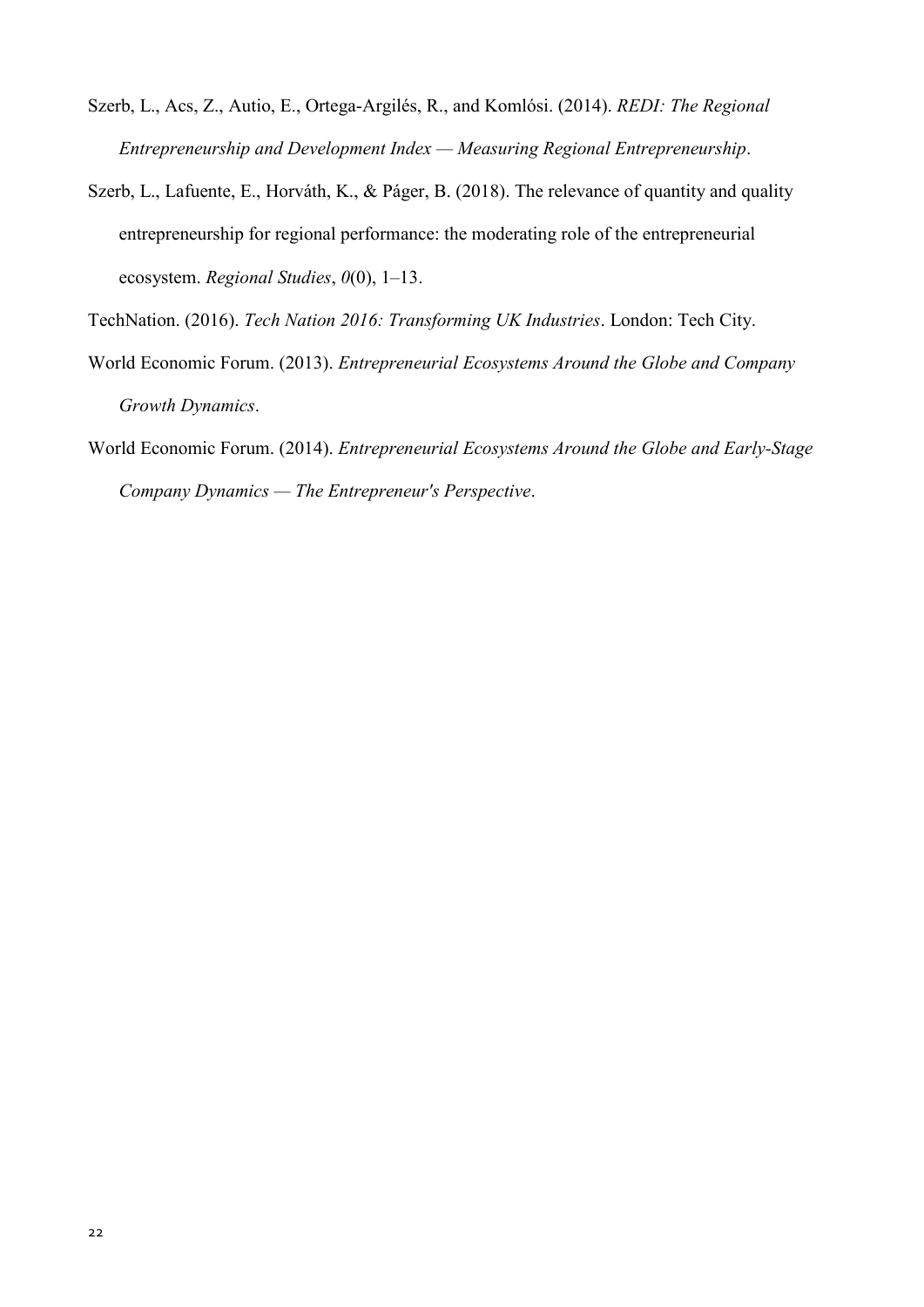Szerb, L., Acs, Z., Autio, E., Ortega-Argilés, R., and Komlósi. (2014). *REDI: The Regional Entrepreneurship and Development Index — Measuring Regional Entrepreneurship*.

Szerb, L., Lafuente, E., Horváth, K., & Páger, B. (2018). The relevance of quantity and quality entrepreneurship for regional performance: the moderating role of the entrepreneurial ecosystem. *Regional Studies*, *0*(0), 1–13.

TechNation. (2016). *Tech Nation 2016: Transforming UK Industries*. London: Tech City.

World Economic Forum. (2013). *Entrepreneurial Ecosystems Around the Globe and Company Growth Dynamics*.

World Economic Forum. (2014). *Entrepreneurial Ecosystems Around the Globe and Early-Stage Company Dynamics — The Entrepreneur's Perspective*.